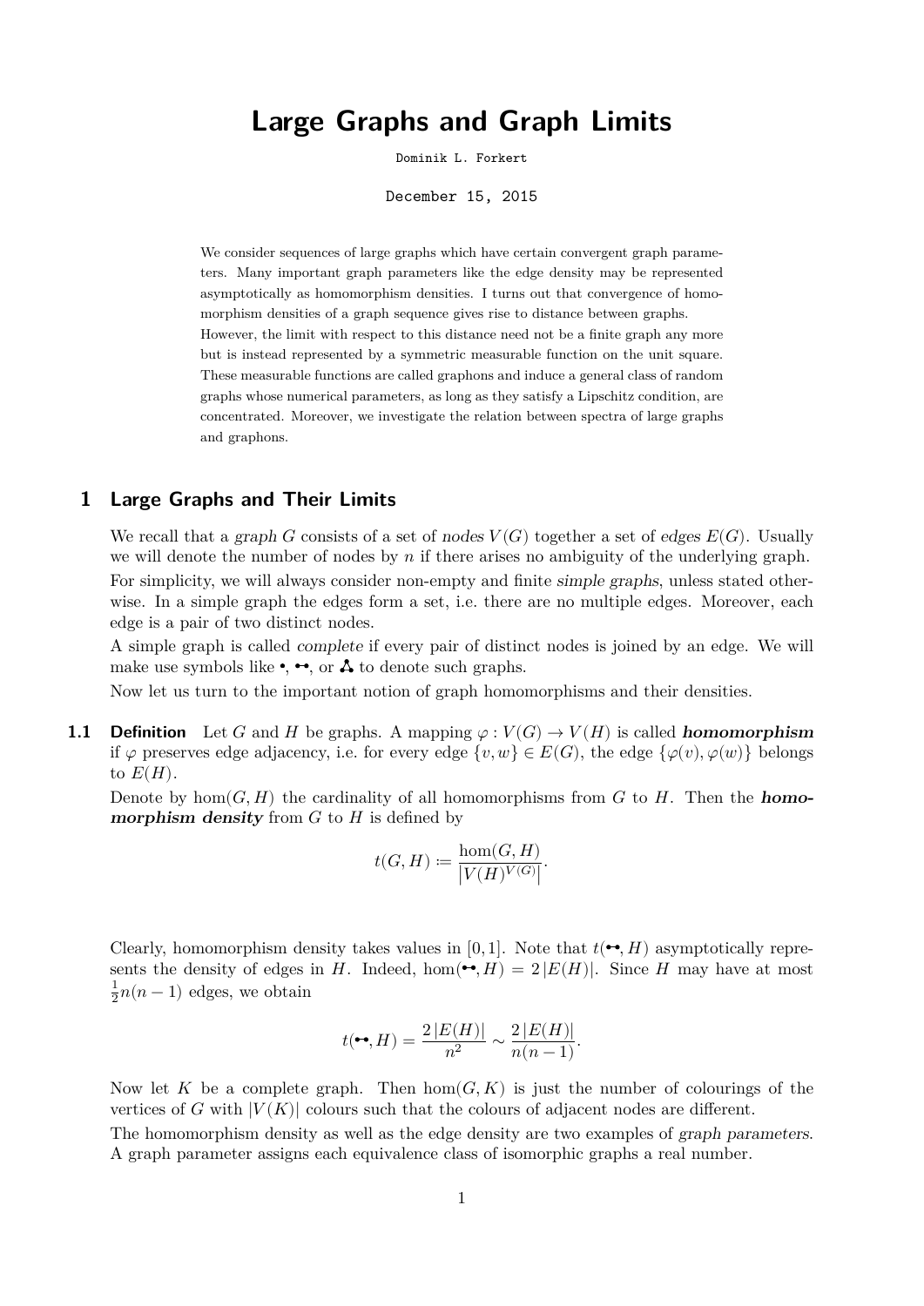# Large Graphs and Graph Limits

Dominik L. Forkert

December 15, 2015

We consider sequences of large graphs which have certain convergent graph parameters. Many important graph parameters like the edge density may be represented asymptotically as homomorphism densities. I turns out that convergence of homomorphism densities of a graph sequence gives rise to distance between graphs. However, the limit with respect to this distance need not be a finite graph any more but is instead represented by a symmetric measurable function on the unit square. These measurable functions are called graphons and induce a general class of random graphs whose numerical parameters, as long as they satisfy a Lipschitz condition, are concentrated. Moreover, we investigate the relation between spectra of large graphs and graphons.

## 1 Large Graphs and Their Limits

We recall that a *graph* $G$ consists of a set of *nodes* $V(G)$ together a set of *edges* $E(G)$. Usually we will denote the number of nodes by $n$ if there arises no ambiguity of the underlying graph.

For simplicity, we will always consider non-empty and finite *simple graphs*, unless stated otherwise. In a simple graph the edges form a set, i.e. there are no multiple edges. Moreover, each edge is a pair of two distinct nodes.

A simple graph is called *complete* if every pair of distinct nodes is joined by an edge. We will make use symbols like •, •–•, or ⁂ to denote such graphs.

Now let us turn to the important notion of graph homomorphisms and their densities.

**1.1 Definition** Let $G$ and $H$ be graphs. A mapping $\varphi : V(G) \to V(H)$ is called ***homomorphism*** if $\varphi$ preserves edge adjacency, i.e. for every edge $\{v, w\} \in E(G)$, the edge $\{\varphi(v), \varphi(w)\}$ belongs to $E(H)$.

Denote by $\hom(G, H)$ the cardinality of all homomorphisms from $G$ to $H$. Then the ***homomorphism density*** from $G$ to $H$ is defined by

$$t(G, H) \coloneqq \frac{\hom(G, H)}{\left|V(H)^{V(G)}\right|}.$$

Clearly, homomorphism density takes values in $[0, 1]$. Note that $t(•–•, H)$ asymptotically represents the density of edges in $H$. Indeed, $\hom(•–•, H) = 2\,|E(H)|$. Since $H$ may have at most $\frac{1}{2}n(n-1)$ edges, we obtain

$$t(•–•, H) = \frac{2\,|E(H)|}{n^2} \sim \frac{2\,|E(H)|}{n(n-1)}.$$

Now let $K$ be a complete graph. Then $\hom(G, K)$ is just the number of colourings of the vertices of $G$ with $|V(K)|$ colours such that the colours of adjacent nodes are different.

The homomorphism density as well as the edge density are two examples of *graph parameters*. A graph parameter assigns each equivalence class of isomorphic graphs a real number.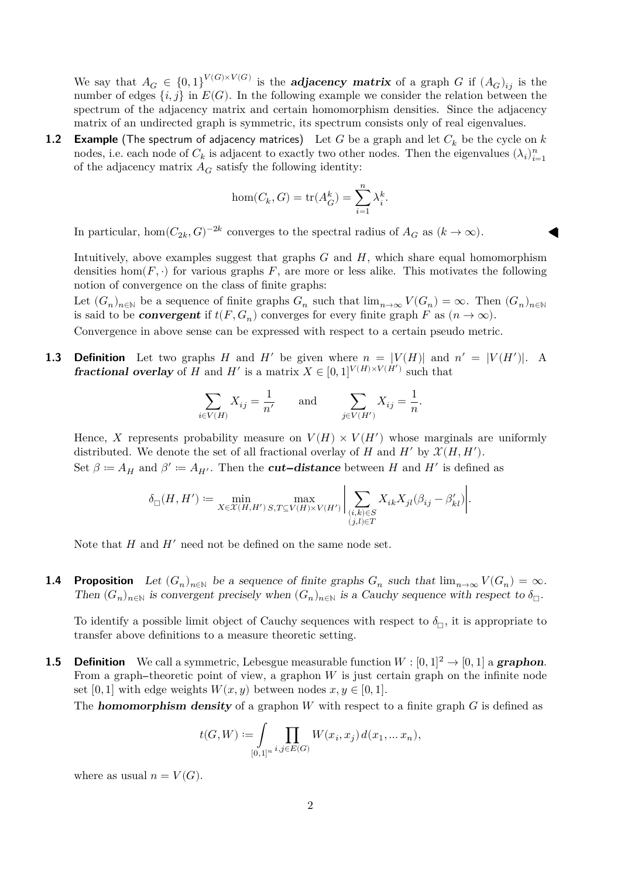We say that $A_G \in \{0,1\}^{V(G)\times V(G)}$ is the ***adjacency matrix*** of a graph $G$ if $(A_G)_{ij}$ is the number of edges $\{i,j\}$ in $E(G)$. In the following example we consider the relation between the spectrum of the adjacency matrix and certain homomorphism densities. Since the adjacency matrix of an undirected graph is symmetric, its spectrum consists only of real eigenvalues.

**1.2 Example** (The spectrum of adjacency matrices) Let $G$ be a graph and let $C_k$ be the cycle on $k$ nodes, i.e. each node of $C_k$ is adjacent to exactly two other nodes. Then the eigenvalues $(\lambda_i)_{i=1}^n$ of the adjacency matrix $A_G$ satisfy the following identity:

$$\hom(C_k, G) = \operatorname{tr}(A_G^k) = \sum_{i=1}^{n} \lambda_i^k.$$

In particular, $\hom(C_{2k}, G)^{-2k}$ converges to the spectral radius of $A_G$ as $(k \to \infty)$. ◀

Intuitively, above examples suggest that graphs $G$ and $H$, which share equal homomorphism densities $\hom(F, \cdot)$ for various graphs $F$, are more or less alike. This motivates the following notion of convergence on the class of finite graphs:

Let $(G_n)_{n\in\mathbb{N}}$ be a sequence of finite graphs $G_n$ such that $\lim_{n\to\infty} V(G_n) = \infty$. Then $(G_n)_{n\in\mathbb{N}}$ is said to be ***convergent*** if $t(F, G_n)$ converges for every finite graph $F$ as $(n \to \infty)$.

Convergence in above sense can be expressed with respect to a certain pseudo metric.

**1.3 Definition** Let two graphs $H$ and $H'$ be given where $n = |V(H)|$ and $n' = |V(H')|$. A ***fractional overlay*** of $H$ and $H'$ is a matrix $X \in [0,1]^{V(H)\times V(H')}$ such that

$$\sum_{i\in V(H)} X_{ij} = \frac{1}{n'} \qquad \text{and} \qquad \sum_{j\in V(H')} X_{ij} = \frac{1}{n}.$$

Hence, $X$ represents probability measure on $V(H) \times V(H')$ whose marginals are uniformly distributed. We denote the set of all fractional overlay of $H$ and $H'$ by $\mathcal{X}(H, H')$.

Set $\beta \coloneqq A_H$ and $\beta' \coloneqq A_{H'}$. Then the ***cut–distance*** between $H$ and $H'$ is defined as

$$\delta_\square(H, H') \coloneqq \min_{X\in\mathcal{X}(H,H')} \max_{S,T\subseteq V(H)\times V(H')} \left| \sum_{\substack{(i,k)\in S\\(j,l)\in T}} X_{ik} X_{jl} (\beta_{ij} - \beta'_{kl}) \right|.$$

Note that $H$ and $H'$ need not be defined on the same node set.

**1.4 Proposition** *Let $(G_n)_{n\in\mathbb{N}}$ be a sequence of finite graphs $G_n$ such that $\lim_{n\to\infty} V(G_n) = \infty$. Then $(G_n)_{n\in\mathbb{N}}$ is convergent precisely when $(G_n)_{n\in\mathbb{N}}$ is a Cauchy sequence with respect to $\delta_\square$.*

To identify a possible limit object of Cauchy sequences with respect to $\delta_\square$, it is appropriate to transfer above definitions to a measure theoretic setting.

**1.5 Definition** We call a symmetric, Lebesgue measurable function $W : [0,1]^2 \to [0,1]$ a ***graphon***. From a graph–theoretic point of view, a graphon $W$ is just certain graph on the infinite node set $[0,1]$ with edge weights $W(x, y)$ between nodes $x, y \in [0,1]$.

The ***homomorphism density*** of a graphon $W$ with respect to a finite graph $G$ is defined as

$$t(G, W) \coloneqq \int_{[0,1]^n} \prod_{i,j\in E(G)} W(x_i, x_j)\, d(x_1, \dots x_n),$$

where as usual $n = V(G)$.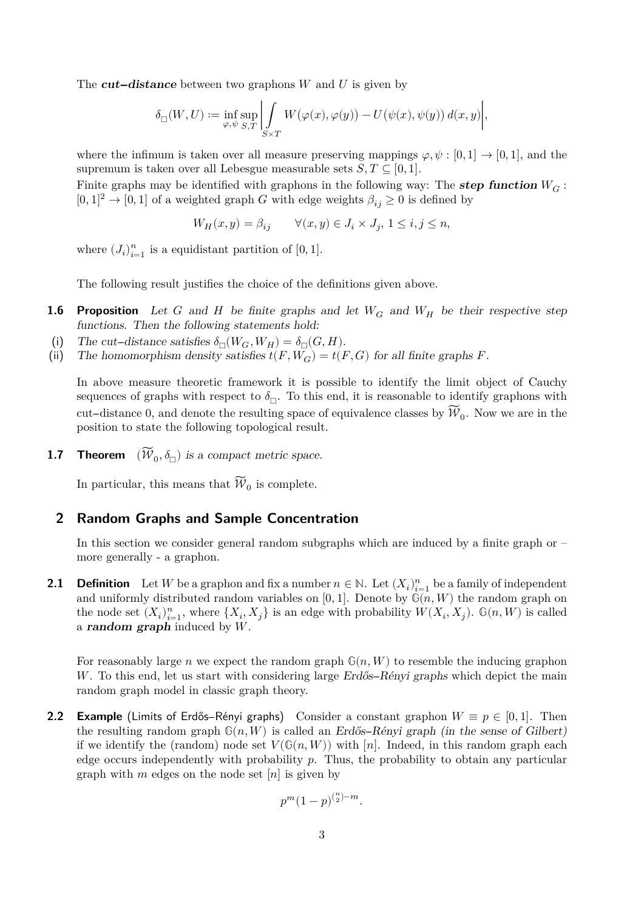The ***cut–distance*** between two graphons $W$ and $U$ is given by

$$\delta_\square(W,U) := \inf_{\varphi,\psi} \sup_{S,T} \left| \int_{S\times T} W(\varphi(x),\varphi(y)) - U(\psi(x),\psi(y))\, d(x,y) \right|,$$

where the infimum is taken over all measure preserving mappings $\varphi, \psi : [0,1] \to [0,1]$, and the supremum is taken over all Lebesgue measurable sets $S, T \subseteq [0,1]$.

Finite graphs may be identified with graphons in the following way: The ***step function*** $W_G : [0,1]^2 \to [0,1]$ of a weighted graph $G$ with edge weights $\beta_{ij} \geq 0$ is defined by

$$W_H(x,y) = \beta_{ij} \qquad \forall (x,y) \in J_i \times J_j,\, 1 \leq i,j \leq n,$$

where $(J_i)_{i=1}^n$ is a equidistant partition of $[0,1]$.

The following result justifies the choice of the definitions given above.

**1.6 Proposition** *Let $G$ and $H$ be finite graphs and let $W_G$ and $W_H$ be their respective step functions. Then the following statements hold:*

(i) *The cut–distance satisfies $\delta_\square(W_G, W_H) = \delta_\square(G,H)$.*

(ii) *The homomorphism density satisfies $t(F, W_G) = t(F,G)$ for all finite graphs $F$.*

In above measure theoretic framework it is possible to identify the limit object of Cauchy sequences of graphs with respect to $\delta_\square$. To this end, it is reasonable to identify graphons with cut–distance 0, and denote the resulting space of equivalence classes by $\widetilde{\mathcal{W}}_0$. Now we are in the position to state the following topological result.

**1.7 Theorem** *$(\widetilde{\mathcal{W}}_0, \delta_\square)$ is a compact metric space.*

In particular, this means that $\widetilde{\mathcal{W}}_0$ is complete.

## 2 Random Graphs and Sample Concentration

In this section we consider general random subgraphs which are induced by a finite graph or – more generally - a graphon.

**2.1 Definition** Let $W$ be a graphon and fix a number $n \in \mathbb{N}$. Let $(X_i)_{i=1}^n$ be a family of independent and uniformly distributed random variables on $[0,1]$. Denote by $\mathbb{G}(n,W)$ the random graph on the node set $(X_i)_{i=1}^n$, where $\{X_i, X_j\}$ is an edge with probability $W(X_i, X_j)$. $\mathbb{G}(n,W)$ is called a ***random graph*** induced by $W$.

For reasonably large $n$ we expect the random graph $\mathbb{G}(n,W)$ to resemble the inducing graphon $W$. To this end, let us start with considering large *Erdős–Rényi graphs* which depict the main random graph model in classic graph theory.

**2.2 Example** (Limits of Erdős–Rényi graphs) Consider a constant graphon $W \equiv p \in [0,1]$. Then the resulting random graph $\mathbb{G}(n,W)$ is called an *Erdős–Rényi graph (in the sense of Gilbert)* if we identify the (random) node set $V(\mathbb{G}(n,W))$ with $[n]$. Indeed, in this random graph each edge occurs independently with probability $p$. Thus, the probability to obtain any particular graph with $m$ edges on the node set $[n]$ is given by

$$p^m(1-p)^{\binom{n}{2}-m}.$$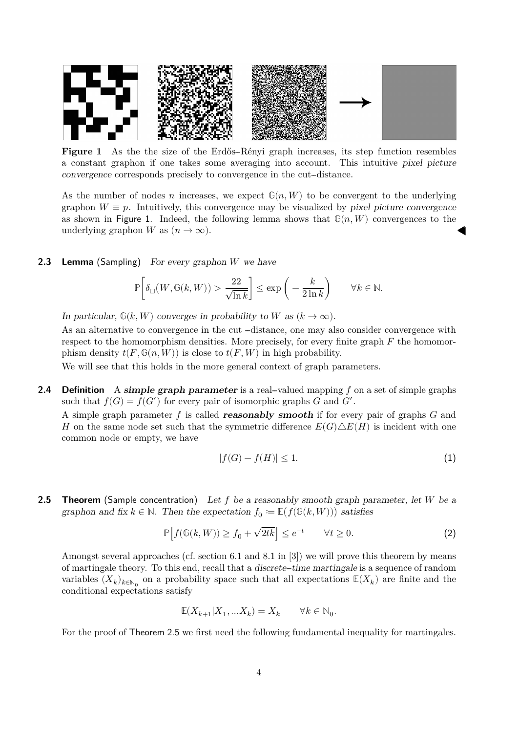**Figure 1** As the the size of the Erdős–Rényi graph increases, its step function resembles a constant graphon if one takes some averaging into account. This intuitive *pixel picture convergence* corresponds precisely to convergence in the cut–distance.

As the number of nodes $n$ increases, we expect $\mathbb{G}(n,W)$ to be convergent to the underlying graphon $W \equiv p$. Intuitively, this convergence may be visualized by *pixel picture convergence* as shown in Figure 1. Indeed, the following lemma shows that $\mathbb{G}(n,W)$ convergences to the underlying graphon $W$ as $(n \to \infty)$. ◀

**2.3 Lemma** (Sampling) *For every graphon $W$ we have*

$$\mathbb{P}\left[\delta_{\square}(W, \mathbb{G}(k,W)) > \frac{22}{\sqrt{\ln k}}\right] \le \exp\left(-\frac{k}{2\ln k}\right) \qquad \forall k \in \mathbb{N}.$$

*In particular, $\mathbb{G}(k,W)$ converges in probability to $W$ as $(k \to \infty)$.*

As an alternative to convergence in the cut –distance, one may also consider convergence with respect to the homomorphism densities. More precisely, for every finite graph $F$ the homomorphism density $t(F, \mathbb{G}(n,W))$ is close to $t(F,W)$ in high probability.

We will see that this holds in the more general context of graph parameters.

**2.4 Definition** A ***simple graph parameter*** is a real–valued mapping $f$ on a set of simple graphs such that $f(G) = f(G')$ for every pair of isomorphic graphs $G$ and $G'$.

A simple graph parameter $f$ is called ***reasonably smooth*** if for every pair of graphs $G$ and $H$ on the same node set such that the symmetric difference $E(G) \triangle E(H)$ is incident with one common node or empty, we have

$$|f(G) - f(H)| \le 1. \tag{1}$$

**2.5 Theorem** (Sample concentration) *Let $f$ be a reasonably smooth graph parameter, let $W$ be a graphon and fix $k \in \mathbb{N}$. Then the expectation $f_0 \coloneqq \mathbb{E}(f(\mathbb{G}(k,W)))$ satisfies*

$$\mathbb{P}\left[f(\mathbb{G}(k,W)) \ge f_0 + \sqrt{2tk}\right] \le e^{-t} \qquad \forall t \ge 0. \tag{2}$$

Amongst several approaches (cf. section 6.1 and 8.1 in [3]) we will prove this theorem by means of martingale theory. To this end, recall that a *discrete–time martingale* is a sequence of random variables $(X_k)_{k \in \mathbb{N}_0}$ on a probability space such that all expectations $\mathbb{E}(X_k)$ are finite and the conditional expectations satisfy

$$\mathbb{E}(X_{k+1} | X_1, \dots X_k) = X_k \qquad \forall k \in \mathbb{N}_0.$$

For the proof of Theorem 2.5 we first need the following fundamental inequality for martingales.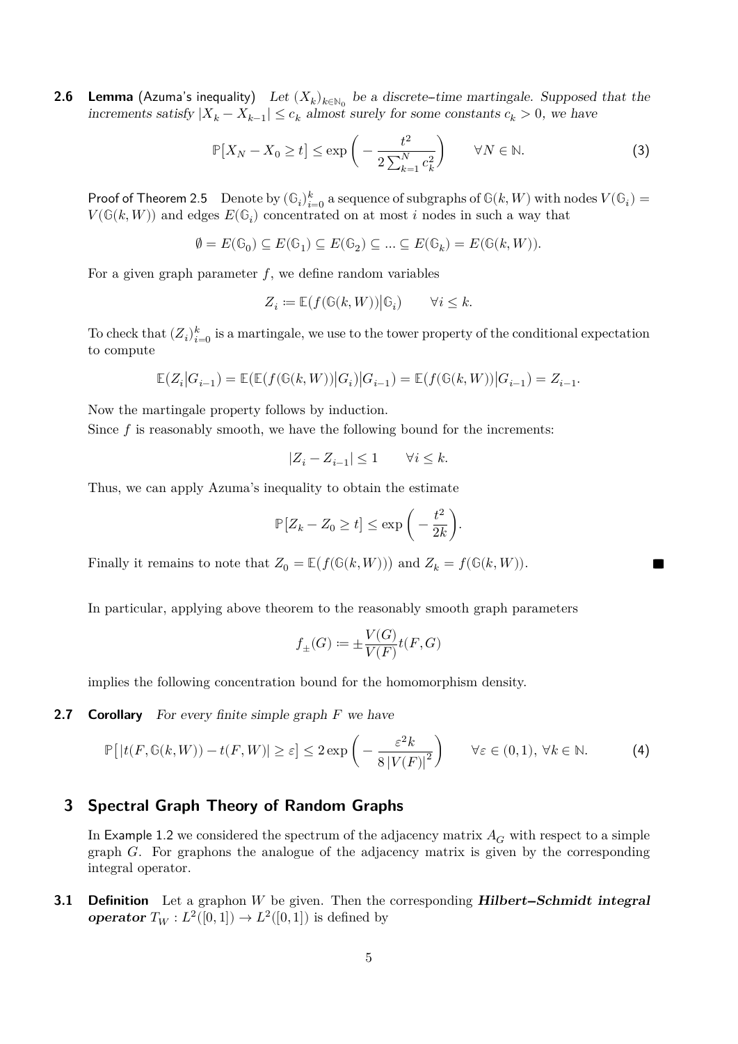**2.6 Lemma** (Azuma's inequality) *Let $(X_k)_{k\in\mathbb{N}_0}$ be a discrete–time martingale. Supposed that the increments satisfy $|X_k - X_{k-1}| \leq c_k$ almost surely for some constants $c_k > 0$, we have*

$$\mathbb{P}\big[X_N - X_0 \geq t\big] \leq \exp\bigg(-\frac{t^2}{2\sum_{k=1}^N c_k^2}\bigg) \qquad \forall N \in \mathbb{N}. \tag{3}$$

Proof of Theorem 2.5 Denote by $(\mathbb{G}_i)_{i=0}^k$ a sequence of subgraphs of $\mathbb{G}(k, W)$ with nodes $V(\mathbb{G}_i) = V(\mathbb{G}(k, W))$ and edges $E(\mathbb{G}_i)$ concentrated on at most $i$ nodes in such a way that

$$\emptyset = E(\mathbb{G}_0) \subseteq E(\mathbb{G}_1) \subseteq E(\mathbb{G}_2) \subseteq ... \subseteq E(\mathbb{G}_k) = E(\mathbb{G}(k, W)).$$

For a given graph parameter $f$, we define random variables

$$Z_i \coloneqq \mathbb{E}(f(\mathbb{G}(k, W))\big|\mathbb{G}_i) \qquad \forall i \leq k.$$

To check that $(Z_i)_{i=0}^k$ is a martingale, we use to the tower property of the conditional expectation to compute

$$\mathbb{E}(Z_i\big|G_{i-1}) = \mathbb{E}(\mathbb{E}(f(\mathbb{G}(k, W))\big|G_i)\big|G_{i-1}) = \mathbb{E}(f(\mathbb{G}(k, W))\big|G_{i-1}) = Z_{i-1}.$$

Now the martingale property follows by induction.
Since $f$ is reasonably smooth, we have the following bound for the increments:

$$|Z_i - Z_{i-1}| \leq 1 \qquad \forall i \leq k.$$

Thus, we can apply Azuma's inequality to obtain the estimate

$$\mathbb{P}\big[Z_k - Z_0 \geq t\big] \leq \exp\bigg(-\frac{t^2}{2k}\bigg).$$

Finally it remains to note that $Z_0 = \mathbb{E}(f(\mathbb{G}(k, W)))$ and $Z_k = f(\mathbb{G}(k, W))$. ■

In particular, applying above theorem to the reasonably smooth graph parameters

$$f_\pm(G) \coloneqq \pm\frac{V(G)}{V(F)}t(F, G)$$

implies the following concentration bound for the homomorphism density.

**2.7 Corollary** *For every finite simple graph $F$ we have*

$$\mathbb{P}\big[|t(F, \mathbb{G}(k, W)) - t(F, W)| \geq \varepsilon\big] \leq 2\exp\bigg(-\frac{\varepsilon^2 k}{8|V(F)|^2}\bigg) \qquad \forall \varepsilon \in (0, 1),\ \forall k \in \mathbb{N}. \tag{4}$$

## 3 Spectral Graph Theory of Random Graphs

In Example 1.2 we considered the spectrum of the adjacency matrix $A_G$ with respect to a simple graph $G$. For graphons the analogue of the adjacency matrix is given by the corresponding integral operator.

**3.1 Definition** Let a graphon $W$ be given. Then the corresponding ***Hilbert–Schmidt integral operator*** $T_W : L^2([0, 1]) \to L^2([0, 1])$ is defined by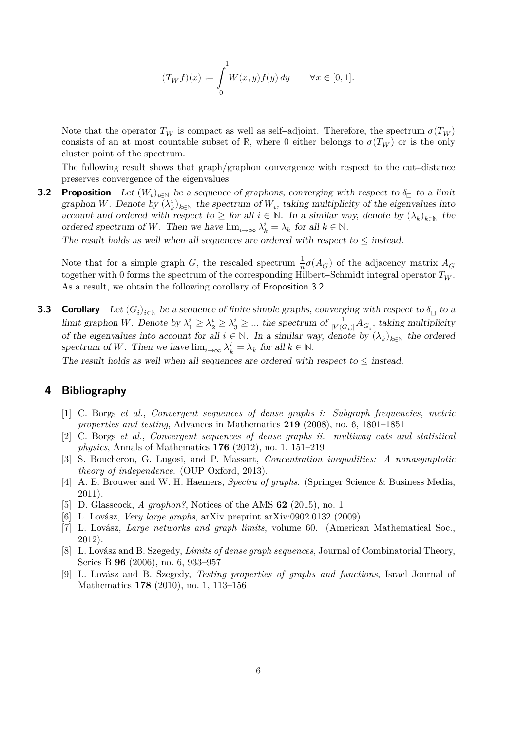$$(T_W f)(x) := \int_0^1 W(x,y) f(y)\, dy \qquad \forall x \in [0,1].$$

Note that the operator $T_W$ is compact as well as self–adjoint. Therefore, the spectrum $\sigma(T_W)$ consists of an at most countable subset of $\mathbb{R}$, where 0 either belongs to $\sigma(T_W)$ or is the only cluster point of the spectrum.

The following result shows that graph/graphon convergence with respect to the cut–distance preserves convergence of the eigenvalues.

**3.2 Proposition** *Let $(W_i)_{i\in\mathbb{N}}$ be a sequence of graphons, converging with respect to $\delta_\square$ to a limit graphon $W$. Denote by $(\lambda_k^i)_{k\in\mathbb{N}}$ the spectrum of $W_i$, taking multiplicity of the eigenvalues into account and ordered with respect to $\geq$ for all $i \in \mathbb{N}$. In a similar way, denote by $(\lambda_k)_{k\in\mathbb{N}}$ the ordered spectrum of $W$. Then we have $\lim_{i\to\infty} \lambda_k^i = \lambda_k$ for all $k \in \mathbb{N}$.*

*The result holds as well when all sequences are ordered with respect to $\leq$ instead.*

Note that for a simple graph $G$, the rescaled spectrum $\frac{1}{n}\sigma(A_G)$ of the adjacency matrix $A_G$ together with 0 forms the spectrum of the corresponding Hilbert–Schmidt integral operator $T_W$. As a result, we obtain the following corollary of Proposition 3.2.

**3.3 Corollary** *Let $(G_i)_{i\in\mathbb{N}}$ be a sequence of finite simple graphs, converging with respect to $\delta_\square$ to a limit graphon $W$. Denote by $\lambda_1^i \geq \lambda_2^i \geq \lambda_3^i \geq \ldots$ the spectrum of $\frac{1}{|V(G_i)|}A_{G_i}$, taking multiplicity of the eigenvalues into account for all $i \in \mathbb{N}$. In a similar way, denote by $(\lambda_k)_{k\in\mathbb{N}}$ the ordered spectrum of $W$. Then we have $\lim_{i\to\infty} \lambda_k^i = \lambda_k$ for all $k \in \mathbb{N}$.*

*The result holds as well when all sequences are ordered with respect to $\leq$ instead.*

## 4 Bibliography

[1] C. Borgs *et al.*, *Convergent sequences of dense graphs i: Subgraph frequencies, metric properties and testing*, Advances in Mathematics **219** (2008), no. 6, 1801–1851

[2] C. Borgs *et al.*, *Convergent sequences of dense graphs ii. multiway cuts and statistical physics*, Annals of Mathematics **176** (2012), no. 1, 151–219

[3] S. Boucheron, G. Lugosi, and P. Massart, *Concentration inequalities: A nonasymptotic theory of independence*. (OUP Oxford, 2013).

[4] A. E. Brouwer and W. H. Haemers, *Spectra of graphs*. (Springer Science & Business Media, 2011).

[5] D. Glasscock, *A graphon?*, Notices of the AMS **62** (2015), no. 1

[6] L. Lovász, *Very large graphs*, arXiv preprint arXiv:0902.0132 (2009)

[7] L. Lovász, *Large networks and graph limits*, volume 60. (American Mathematical Soc., 2012).

[8] L. Lovász and B. Szegedy, *Limits of dense graph sequences*, Journal of Combinatorial Theory, Series B **96** (2006), no. 6, 933–957

[9] L. Lovász and B. Szegedy, *Testing properties of graphs and functions*, Israel Journal of Mathematics **178** (2010), no. 1, 113–156